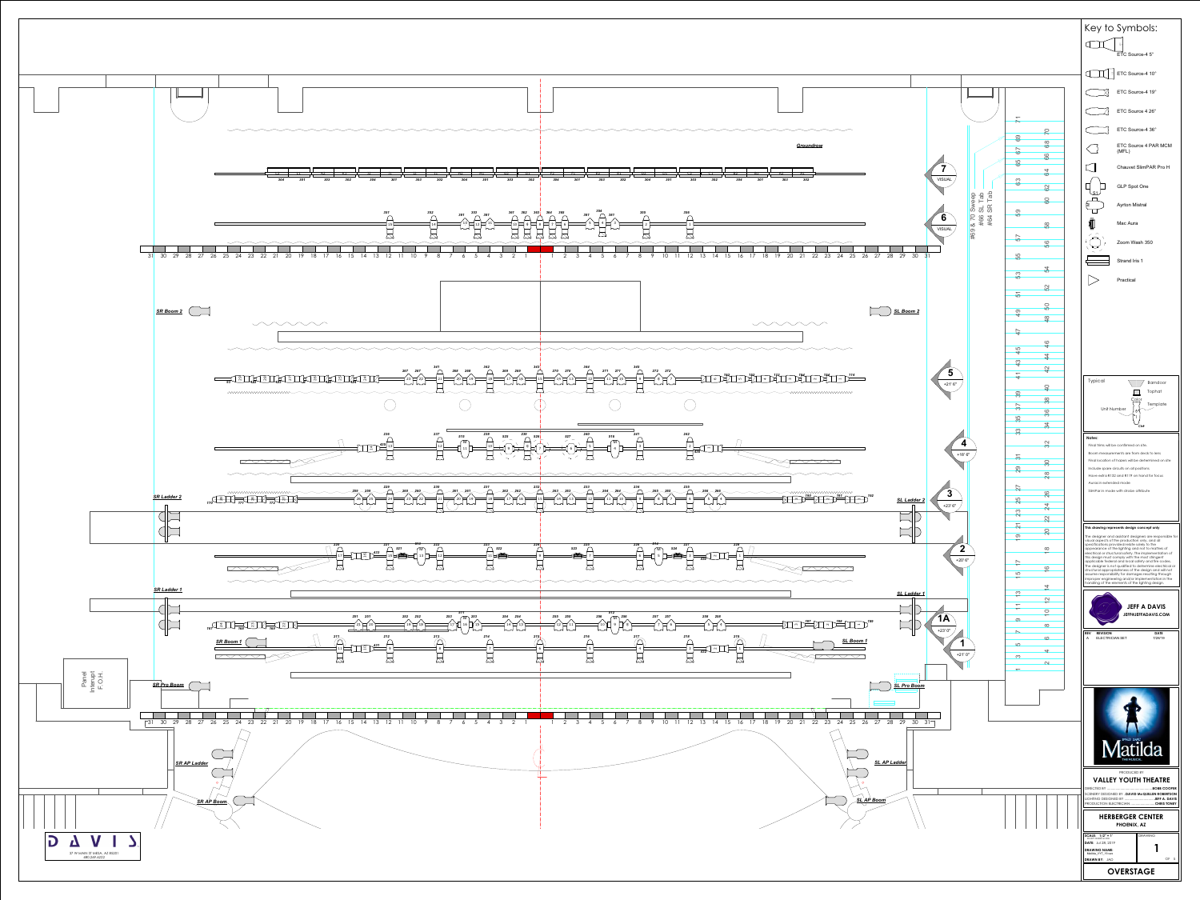# OVERSTAGE

## Key to Symbols:

- ETC Source-4 5°
- ETC Source-4 10°
- ETC Source-4 19°
- ETC Source 4 26°
- ETC Source-4 36°
- ETC Source 4 PAR MCM (MFL)
- Chauvet SlimPAR Pro H
- GLP Spot One
- Ayrton Mistral
- Mac Aura
- Zoom Wash 350
- Strand Iris 1
- Practical

Typical: Barndoor, Tophat, Color, Template, Unit Number, Circuit

**Notes:**

- Final trims will be confirmed on site
- Boom measurements are from deck to lens
- Final location of hazers will be determined on site
- Include spare circuits on all positions
- Have extra #132 and R119 on hand for focus
- Auras in extended mode
- SlimPars in mode with strobe attribute

**This drawing represents design concept only**

The designer and assistant designers are responsible for visual aspects of the production only, and all specifications provided relate solely to the appearance of the lighting and not to matters of electrical or structural safety. The implementation of this design must comply with the most stringent applicable federal and local safety and fire codes. The designer is not qualified to determine electrical or structural appropriateness of the design and will not assume responsibility for damages resulting through improper engineering and/or implementation in the handling of the elements of the lighting design.

**JEFF A DAVIS**
JEFF@JEFFADAVIS.COM

| REV | REVISION | DATE |
|---|---|---|
| A | ELECTRICIAN SET | 7/26/19 |

Matilda THE MUSICAL

PRODUCED BY
**VALLEY YOUTH THEATRE**

DIRECTED BY ............ BOBB COOPER
SCENERY DESIGNED BY .. DAVID McQUILLEN ROBERTSON
LIGHTING DESIGNED BY .............. JEFF A. DAVIS
PRODUCTION ELECTRICIAN ............ CHRIS TONEY

**HERBERGER CENTER**
PHOENIX, AZ

SCALE: 1/2" = 1'
DATE: JULY 26, 2019
DRAWING NAME: Matilda_VYT_19.vwx
DRAWN BY: JAD
DRAWING: 1

**OVERSTAGE**

Positions: Groundrow, 7 VISUAL, 6 VISUAL, 5 +21'6", 4 +18'6", 3 +23'6", 2 +20'6", 1A +23'0", 1 +21'0", SR Boom 2, SL Boom 2, SR Ladder 2, SL Ladder 2, SR Ladder 1, SL Ladder 1, SR Boom 1, SL Boom 1, SR Pro Boom, SL Pro Boom, SR AP Ladder, SL AP Ladder, SR AP Boom, SL AP Boom

#69 & 70 Sweep
#66 SL Tab
#64 SR Tab

Panel Interupt F.O.H.

D A V I S
37 W MAIN ST MESA, AZ 85201
480.249.6222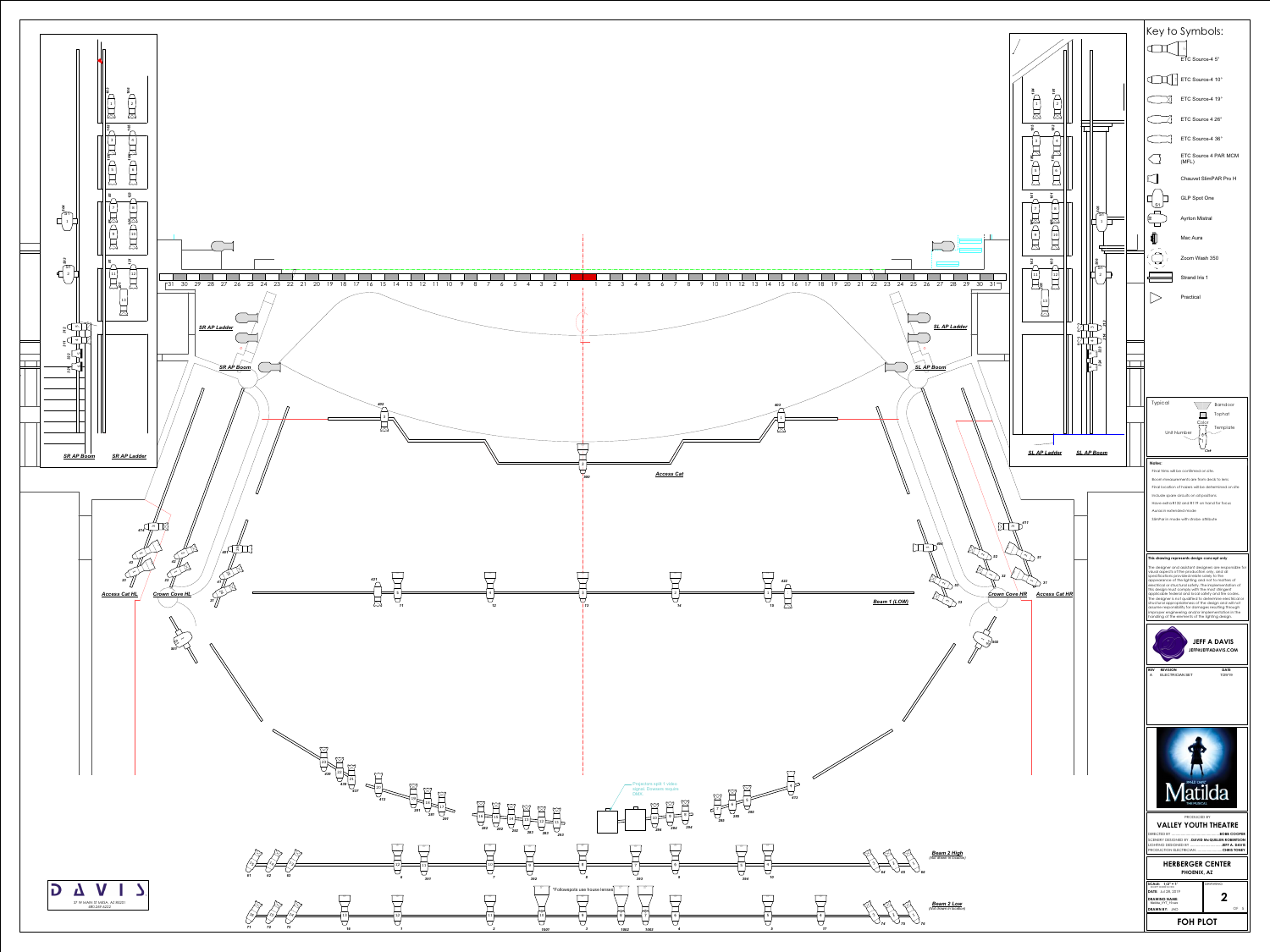Key to Symbols:

- ETC Source-4 5°
- ETC Source-4 10°
- ETC Source-4 19°
- ETC Source 4 26°
- ETC Source-4 36°
- ETC Source 4 PAR MCM (MFL)
- Chauvet SlimPAR Pro H
- GLP Spot One
- Ayrton Mistral
- Mac Aura
- Zoom Wash 350
- Strand Iris 1
- Practical

Typical: Barndoor, Tophat, Color, Template, Unit Number, Circuit

**Notes:**

- Final trims will be confirmed on site
- Boom measurements are from deck to lens
- Final location of hazers will be determined on site
- Include spare circuits on all positions
- Have extra R132 and R119 on hand for focus
- Auras in extended mode
- SlimPars in mode with strobe attribute

**This drawing represents design concept only**

The designer and assistant designers are responsible for visual aspects of the production only, and all specifications provided relate solely to the appearance of the lighting, and not to matters of electrical or structural safety. The implementation of this design must comply with the most stringent applicable federal and local safety and fire codes. The designer is not qualified to determine electrical or structural appropriateness of the design and will not assume responsibility for damages resulting through improper engineering and/or implementation in the handling of the elements of the lighting design.

**JEFF A DAVIS**
JEFF@JEFFADAVIS.COM

| REV | REVISION | DATE |
|---|---|---|
| A | ELECTRICIAN SET | 7/29/19 |

PRODUCED BY
**VALLEY YOUTH THEATRE**

DIRECTED BY ... BOBB COOPER
SCENERY DESIGNED BY ... DAVID McQUILLAN ROBERTSON
LIGHTING DESIGNED BY ... JEFF A. DAVIS
PRODUCTION ELECTRICIAN ... CHRIS TONEY

**HERBERGER CENTER**
PHOENIX, AZ

SCALE: 1/2" = 1'
DATE: JULY 29, 2019
DRAWING NAME: Matilda_VYT_19.vwx
DRAWN BY: JAD
DRAWING: 2

**FOH PLOT**

Positions: SR AP Boom, SR AP Ladder, SL AP Ladder, SL AP Boom, Access Cat, Access Cat HL, Crown Cove HL, Crown Cove HR, Access Cat HR, Beam 1 (LOW), Beam 2 High (Not drawn to location), Beam 2 Low (Not drawn to location)

Projector split 1 video signal. Dowsers require DMX.

*Followspots use house lenses

DAVIS
37 W MAIN ST MESA, AZ 85201
480.249.6222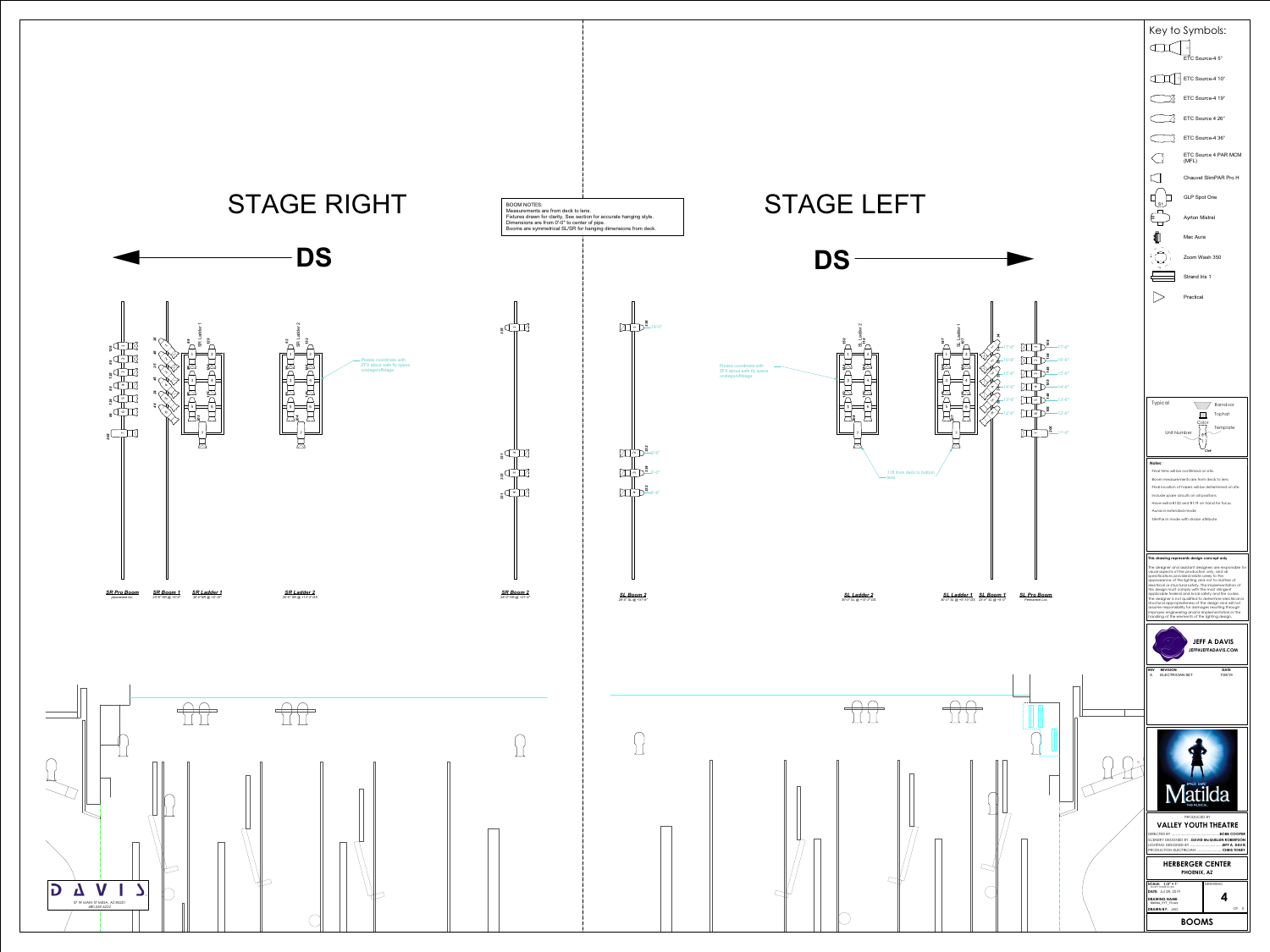# STAGE RIGHT

**DS**

# STAGE LEFT

**DS**

BOOM NOTES:
Measurements are from deck to lens.
Fixtures drawn for clarity. See section for accurate hanging style.
Dimensions are from 0'-0" to center of pipe.
Booms are symmetrical SL/SR for hanging dimensions from deck.

Please coordinate with ZFX about safe fly space onstage/offstage

Please coordinate with ZFX about safe fly space onstage/offstage

1'6 from deck to bottom lens

*SR Pro Boom* — permanent loc.

*SR Boom 1*

*SR Ladder 1*

*SR Ladder 2*

*SR Boom 2*

*SL Boom 2*

*SL Ladder 2*

*SL Ladder 1*

*SL Boom 1*

*SL Pro Boom* — Permanent Loc.

Key to Symbols:

- ETC Source-4 5°
- ETC Source-4 10°
- ETC Source-4 19°
- ETC Source 4 26°
- ETC Source-4 36°
- ETC Source 4 PAR MCM (MFL)
- Chauvet SlimPAR Pro H
- GLP Spot One
- Ayrton Mistral
- Mac Aura
- Zoom Wash 350
- Strand Iris 1
- Practical

Typical: Barndoor, Tophat, Color, Template, Unit Number, Circ

**Notes:**

- Final trims will be confirmed on site
- Boom measurements are from deck to lens
- Final location of hazers will be determined on site
- Include spare circuits on all positions
- Have extra R132 and R119 on hand for focus
- Auras in extended mode
- SlimPars in mode with strobe attribute

**This drawing represents design concept only**

The designer and assistant designers are responsible for visual aspects of the production only, and all specifications provided relate solely to the appearance of the lighting, and not to matters of electrical or structural safety. The implementation of this design must comply with the most stringent applicable federal and local safety and fire codes. The designer is not qualified to determine electrical or structural appropriateness of the design and will not assume responsibility for damages resulting from improper engineering and/or implementation in the handling of the elements of the lighting design.

**JEFF A DAVIS**
JEFF@JEFFADAVIS.COM

| REV | REVISION | DATE |
|---|---|---|
| A | ELECTRICIAN SET | 7/26/19 |

PRODUCED BY
**VALLEY YOUTH THEATRE**

DIRECTED BY ........ BOBB COOPER
SCENERY DESIGNED BY .. DAVID McQUILLAN ROBERTSON
LIGHTING DESIGNED BY ........ JEFF A. DAVIS
PRODUCTION ELECTRICIAN ........ CHRIS TONEY

**HERBERGER CENTER**
PHOENIX, AZ

SCALE: 1/2" = 1'
DATE: JUL 28, 2019
DRAWING NAME: Matilda_VYT_Hxxx
DRAWN BY: JAD

DRAWING 4

**BOOMS**

D A V I S
37 W MAIN ST MESA, AZ 85201
480.241.6222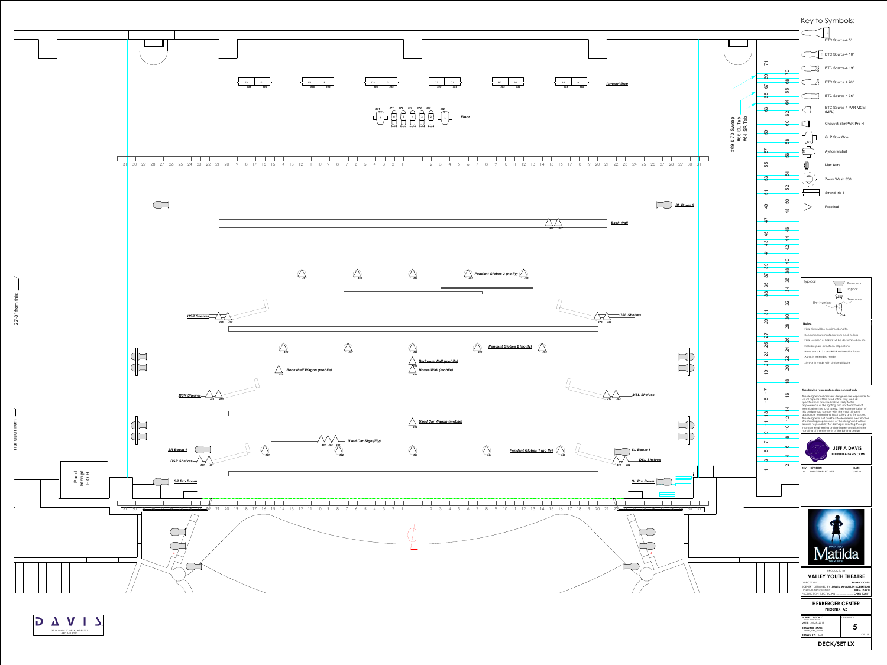Key to Symbols:

- ETC Source-4 5°
- ETC Source-4 10°
- ETC Source-4 19°
- ETC Source 4 26°
- ETC Source-4 36°
- ETC Source 4 PAR MCM (MFL)
- Chauvet SlimPAR Pro H
- GLP Spot One
- Ayrton Mistral
- Mac Aura
- Zoom Wash 350
- Strand Iris 1
- Practical

Typical: Barndoor, Tophat, Color, Template, Unit Number, Circuit

**Notes:**

- Final trims will be confirmed on site
- Boom measurements are from deck to lens
- Final location of hazers will be determined on site
- Include spare circuits on all positions
- Have extra #132 and #119 on hand for focus
- Aura in extended mode
- SlimPar in mode with strobe attribute

**This drawing represents design concept only**

The designer and assistant designers are responsible for visual aspects of the production only, and all specifications provided relate solely to the appearance of the lighting and not to matters of electrical or structural safety. The implementation of this design must comply with the most stringent applicable federal and local safety and fire codes. The designer is not qualified to determine electrical or structural appropriateness of the design and will not assume responsibility for damages resulting through improper engineering and/or implementation in the handling of the elements of the lighting design.

**JEFF A DAVIS**
JEFFADAVIS.COM

| REV | REVISION | DATE |
|---|---|---|
| A | MASTER ELEC SET | 7/27/19 |

Matilda THE MUSICAL

PRODUCED BY
**VALLEY YOUTH THEATRE**

DIRECTED BY ... BOBB COOPER
SCENERY DESIGNED BY ... DAVID MCQUILLEN ROBERTSON
LIGHTING DESIGNED BY ... JEFF A. DAVIS
PRODUCTION ELECTRICIAN ... CHRIS TONEY

**HERBERGER CENTER**
PHOENIX, AZ

SCALE: 1/2" = 1'
DATE: JULY 29, 2019
DRAWING NAME: Matilda_VYT_19.vwx
DRAWN BY: JAD
DRAWING: 5

**DECK/SET LX**

DAVIS
37 W MAIN ST MESA, AZ 85201
480.249.6222

Ground Row
Floor
SL Boom 2
Back Wall
Pendant Globes 3 (no fly)
USR Shelves
USL Shelves
Pendant Globes 2 (no fly)
Bedroom Wall (mobile)
House Wall (mobile)
Bookshelf Wagon (mobile)
MSR Shelves
MSL Shelves
Used Car Wagon (mobile)
Used Car Sign (Fly)
SR Boom 1
SL Boom 1
Pendant Globes 1 (no fly)
DSR Shelves
DSL Shelves
SR Pro Boom
SL Pro Boom
Panel Intercept F.O.H.
#69 & 70 Sweep
#66 SL Tab
#64 SR Tab
22'-0" from this